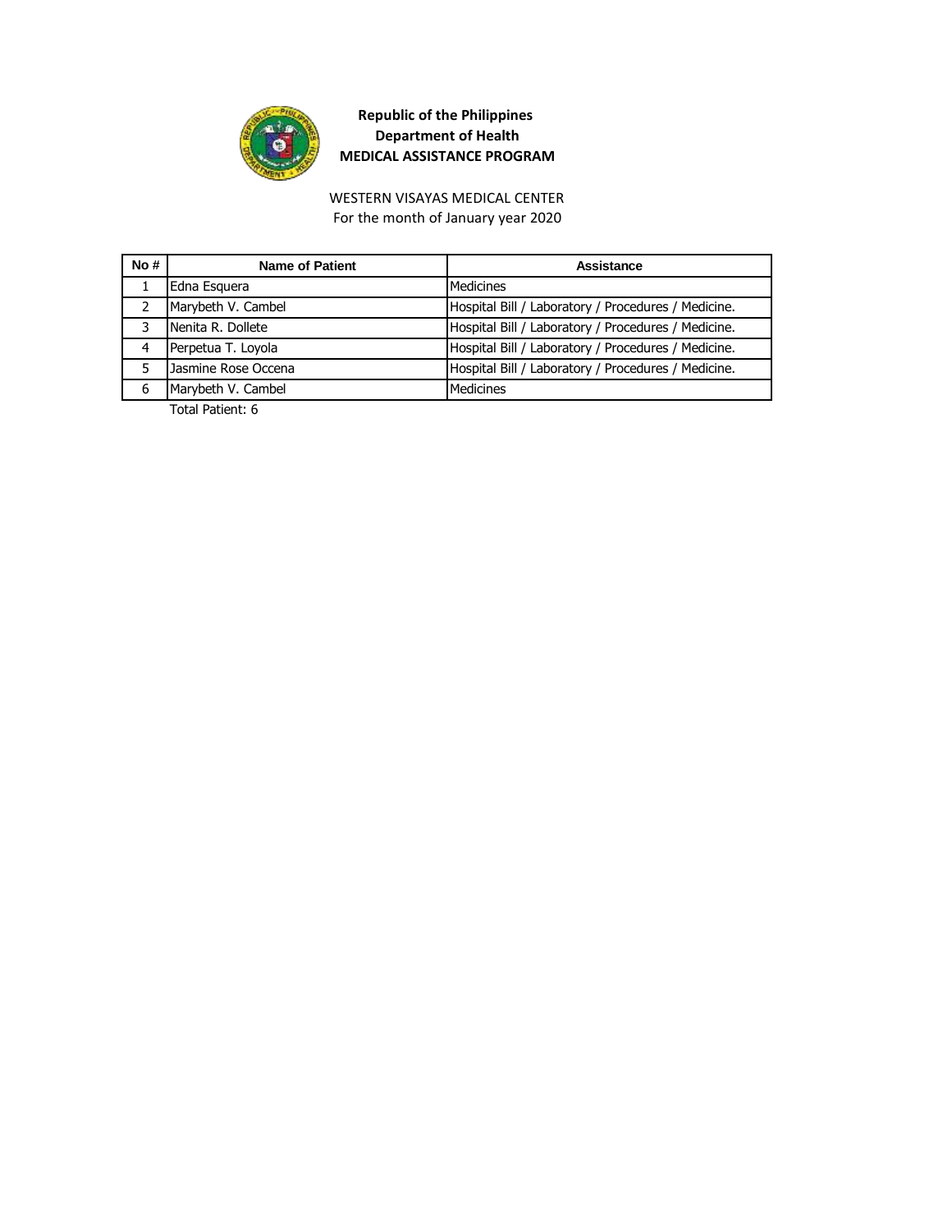**Republic of the Philippines**
**Department of Health**
**MEDICAL ASSISTANCE PROGRAM**

WESTERN VISAYAS MEDICAL CENTER
For the month of January year 2020

| No # | Name of Patient | Assistance |
| --- | --- | --- |
| 1 | Edna Esquera | Medicines |
| 2 | Marybeth V. Cambel | Hospital Bill / Laboratory / Procedures / Medicine. |
| 3 | Nenita R. Dollete | Hospital Bill / Laboratory / Procedures / Medicine. |
| 4 | Perpetua T. Loyola | Hospital Bill / Laboratory / Procedures / Medicine. |
| 5 | Jasmine Rose Occena | Hospital Bill / Laboratory / Procedures / Medicine. |
| 6 | Marybeth V. Cambel | Medicines |

Total Patient: 6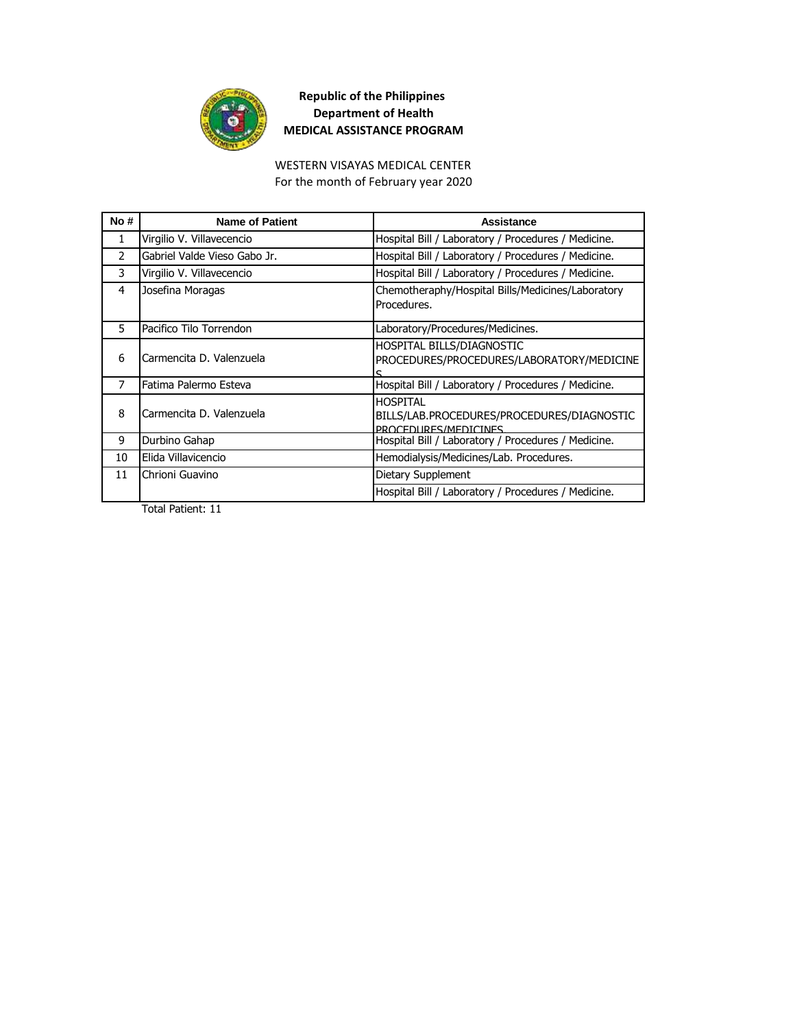**Republic of the Philippines**
**Department of Health**
**MEDICAL ASSISTANCE PROGRAM**

WESTERN VISAYAS MEDICAL CENTER
For the month of February year 2020

| No # | Name of Patient | Assistance |
|---|---|---|
| 1 | Virgilio V. Villavecencio | Hospital Bill / Laboratory / Procedures / Medicine. |
| 2 | Gabriel Valde Vieso Gabo Jr. | Hospital Bill / Laboratory / Procedures / Medicine. |
| 3 | Virgilio V. Villavecencio | Hospital Bill / Laboratory / Procedures / Medicine. |
| 4 | Josefina Moragas | Chemotheraphy/Hospital Bills/Medicines/Laboratory Procedures. |
| 5 | Pacifico Tilo Torrendon | Laboratory/Procedures/Medicines. |
| 6 | Carmencita D. Valenzuela | HOSPITAL BILLS/DIAGNOSTIC PROCEDURES/PROCEDURES/LABORATORY/MEDICINES |
| 7 | Fatima Palermo Esteva | Hospital Bill / Laboratory / Procedures / Medicine. |
| 8 | Carmencita D. Valenzuela | HOSPITAL BILLS/LAB.PROCEDURES/PROCEDURES/DIAGNOSTIC PROCEDURES/MEDICINES |
| 9 | Durbino Gahap | Hospital Bill / Laboratory / Procedures / Medicine. |
| 10 | Elida Villavicencio | Hemodialysis/Medicines/Lab. Procedures. |
| 11 | Chrioni Guavino | Dietary Supplement |
| | | Hospital Bill / Laboratory / Procedures / Medicine. |

Total Patient: 11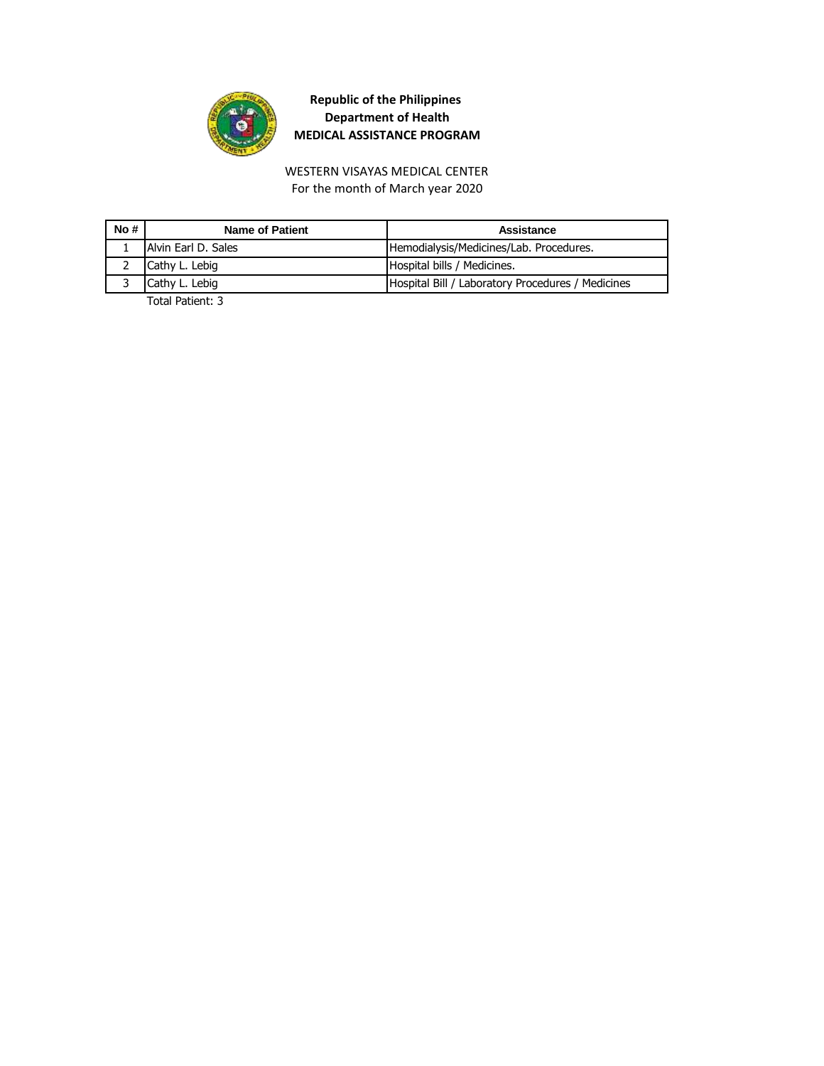**Republic of the Philippines**
**Department of Health**
**MEDICAL ASSISTANCE PROGRAM**

WESTERN VISAYAS MEDICAL CENTER
For the month of March year 2020

| No # | Name of Patient | Assistance |
|---|---|---|
| 1 | Alvin Earl D. Sales | Hemodialysis/Medicines/Lab. Procedures. |
| 2 | Cathy L. Lebig | Hospital bills / Medicines. |
| 3 | Cathy L. Lebig | Hospital Bill / Laboratory Procedures / Medicines |

Total Patient: 3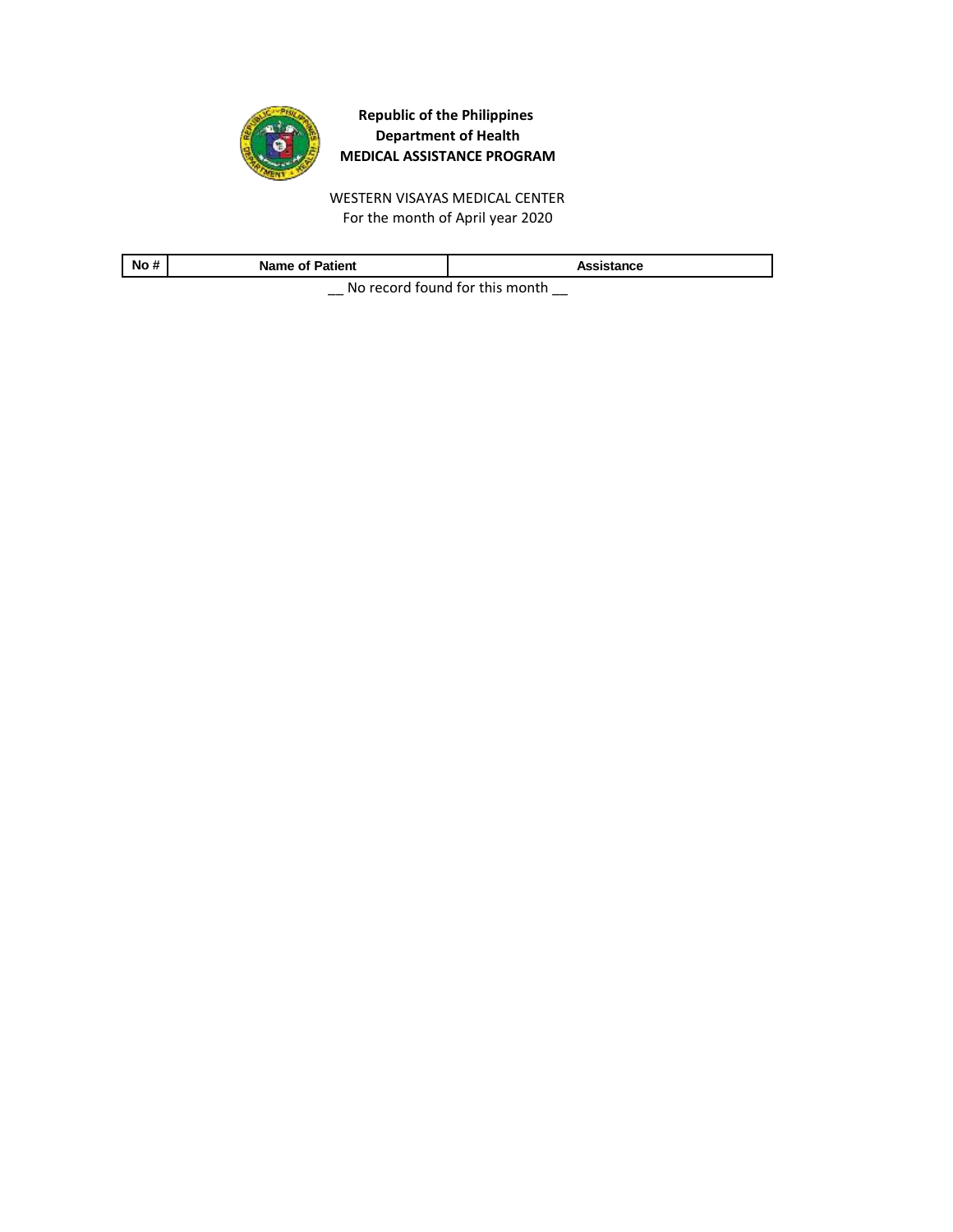**Republic of the Philippines**
**Department of Health**
**MEDICAL ASSISTANCE PROGRAM**

WESTERN VISAYAS MEDICAL CENTER
For the month of April year 2020

| No # | Name of Patient | Assistance |
|---|---|---|

__ No record found for this month __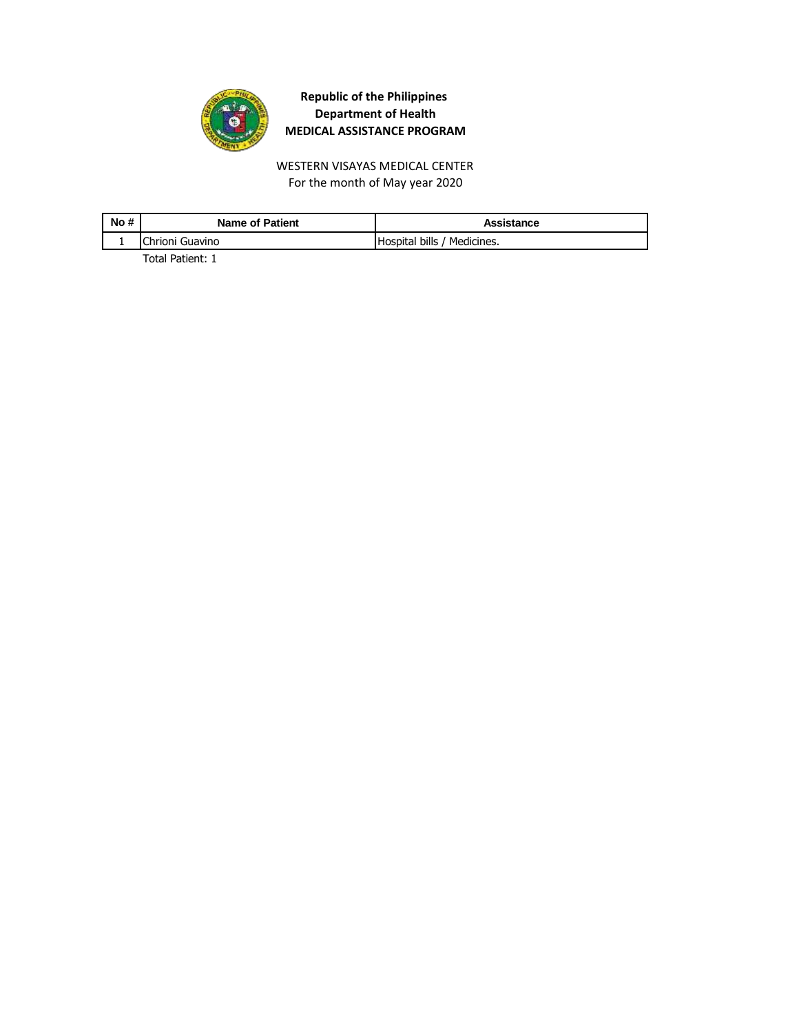**Republic of the Philippines**
**Department of Health**
**MEDICAL ASSISTANCE PROGRAM**

WESTERN VISAYAS MEDICAL CENTER
For the month of May year 2020

| No # | Name of Patient | Assistance |
|---|---|---|
| 1 | Chrioni Guavino | Hospital bills / Medicines. |

Total Patient: 1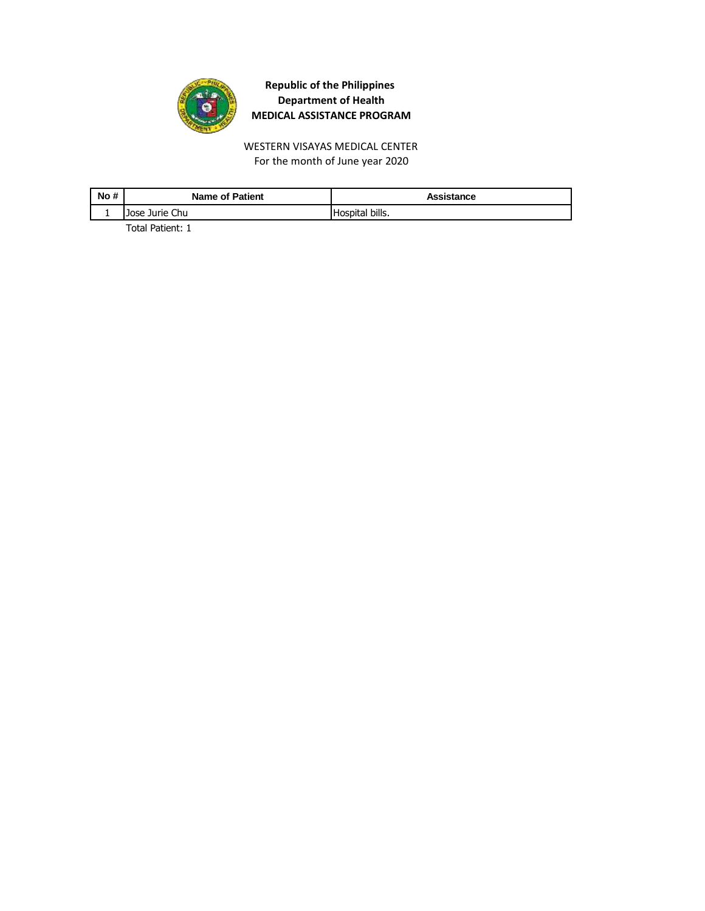**Republic of the Philippines**
**Department of Health**
**MEDICAL ASSISTANCE PROGRAM**

WESTERN VISAYAS MEDICAL CENTER
For the month of June year 2020

| No # | Name of Patient | Assistance |
|---|---|---|
| 1 | Jose Jurie Chu | Hospital bills. |

Total Patient: 1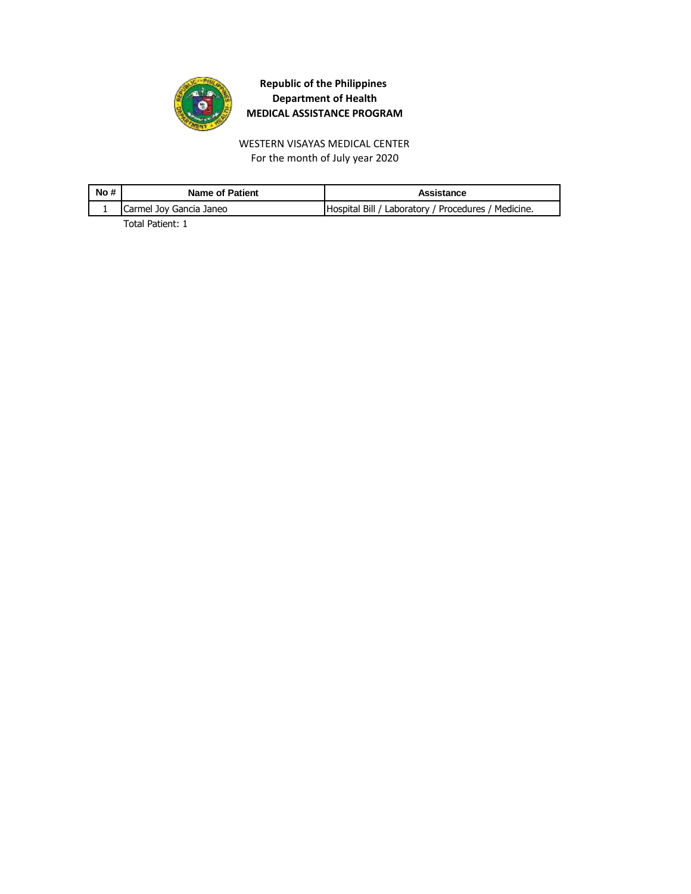**Republic of the Philippines**
**Department of Health**
**MEDICAL ASSISTANCE PROGRAM**

WESTERN VISAYAS MEDICAL CENTER
For the month of July year 2020

| No # | Name of Patient | Assistance |
|---|---|---|
| 1 | Carmel Joy Gancia Janeo | Hospital Bill / Laboratory / Procedures / Medicine. |

Total Patient: 1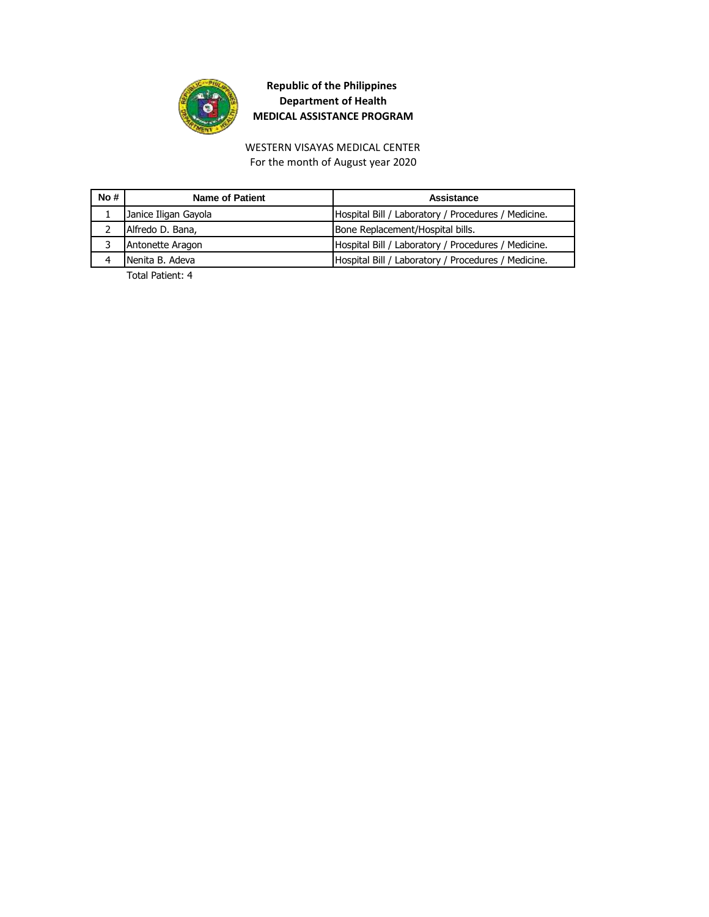**Republic of the Philippines**
**Department of Health**
**MEDICAL ASSISTANCE PROGRAM**

WESTERN VISAYAS MEDICAL CENTER
For the month of August year 2020

| No # | Name of Patient | Assistance |
|---|---|---|
| 1 | Janice Iligan Gayola | Hospital Bill / Laboratory / Procedures / Medicine. |
| 2 | Alfredo D. Bana, | Bone Replacement/Hospital bills. |
| 3 | Antonette Aragon | Hospital Bill / Laboratory / Procedures / Medicine. |
| 4 | Nenita B. Adeva | Hospital Bill / Laboratory / Procedures / Medicine. |

Total Patient: 4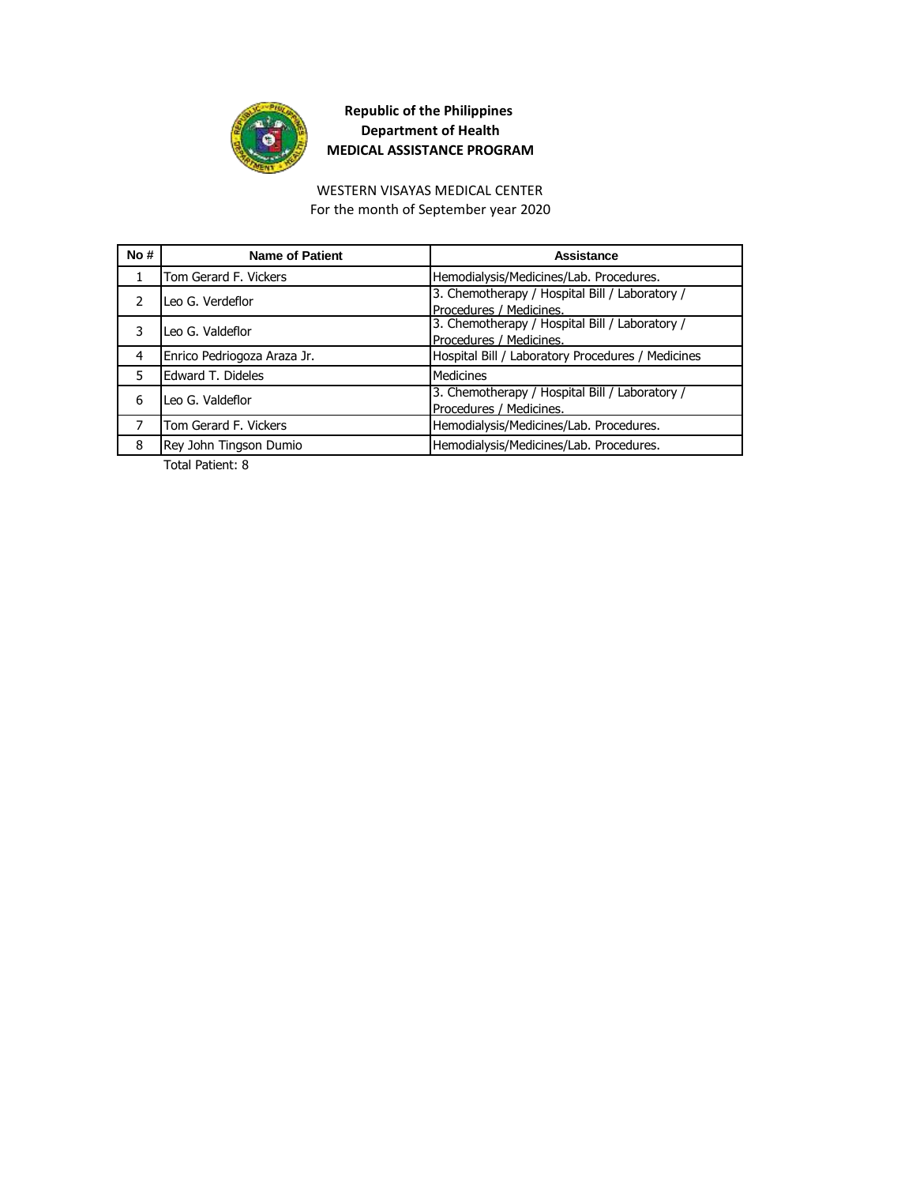**Republic of the Philippines**
**Department of Health**
**MEDICAL ASSISTANCE PROGRAM**

WESTERN VISAYAS MEDICAL CENTER
For the month of September year 2020

| No # | Name of Patient | Assistance |
|---|---|---|
| 1 | Tom Gerard F. Vickers | Hemodialysis/Medicines/Lab. Procedures. |
| 2 | Leo G. Verdeflor | 3. Chemotherapy / Hospital Bill / Laboratory / Procedures / Medicines. |
| 3 | Leo G. Valdeflor | 3. Chemotherapy / Hospital Bill / Laboratory / Procedures / Medicines. |
| 4 | Enrico Pedriogoza Araza Jr. | Hospital Bill / Laboratory Procedures / Medicines |
| 5 | Edward T. Dideles | Medicines |
| 6 | Leo G. Valdeflor | 3. Chemotherapy / Hospital Bill / Laboratory / Procedures / Medicines. |
| 7 | Tom Gerard F. Vickers | Hemodialysis/Medicines/Lab. Procedures. |
| 8 | Rey John Tingson Dumio | Hemodialysis/Medicines/Lab. Procedures. |

Total Patient: 8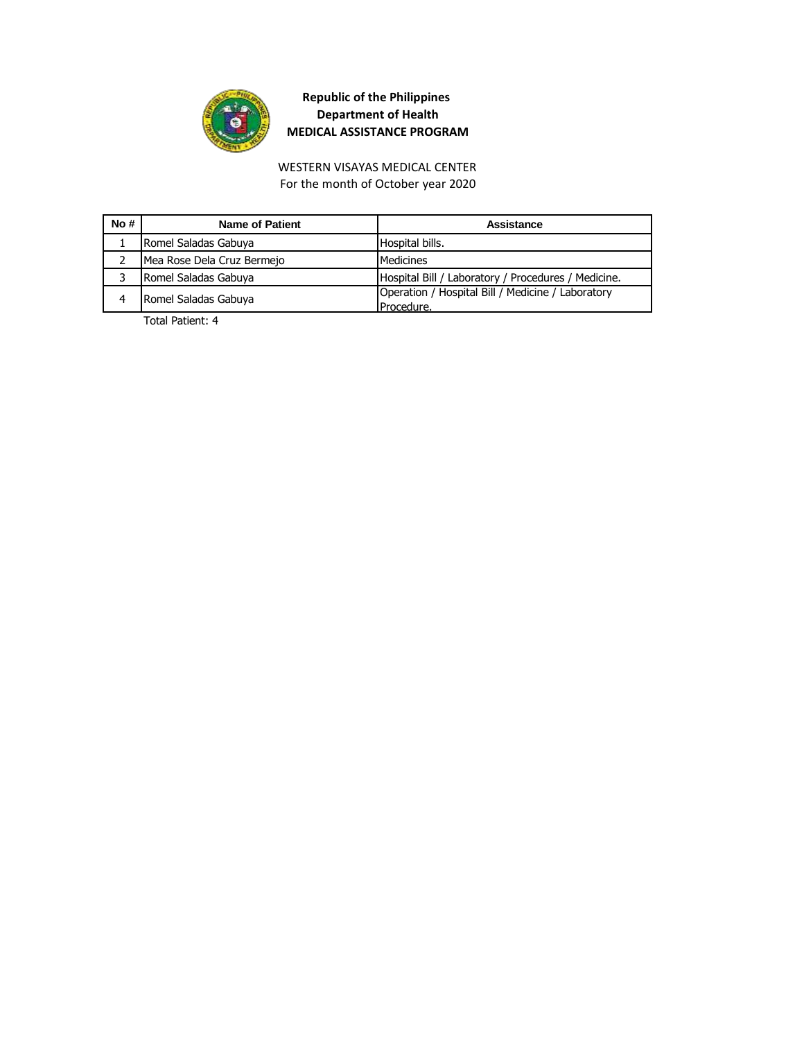**Republic of the Philippines**
**Department of Health**
**MEDICAL ASSISTANCE PROGRAM**

WESTERN VISAYAS MEDICAL CENTER
For the month of October year 2020

| No # | Name of Patient | Assistance |
|---|---|---|
| 1 | Romel Saladas Gabuya | Hospital bills. |
| 2 | Mea Rose Dela Cruz Bermejo | Medicines |
| 3 | Romel Saladas Gabuya | Hospital Bill / Laboratory / Procedures / Medicine. |
| 4 | Romel Saladas Gabuya | Operation / Hospital Bill / Medicine / Laboratory Procedure. |

Total Patient: 4